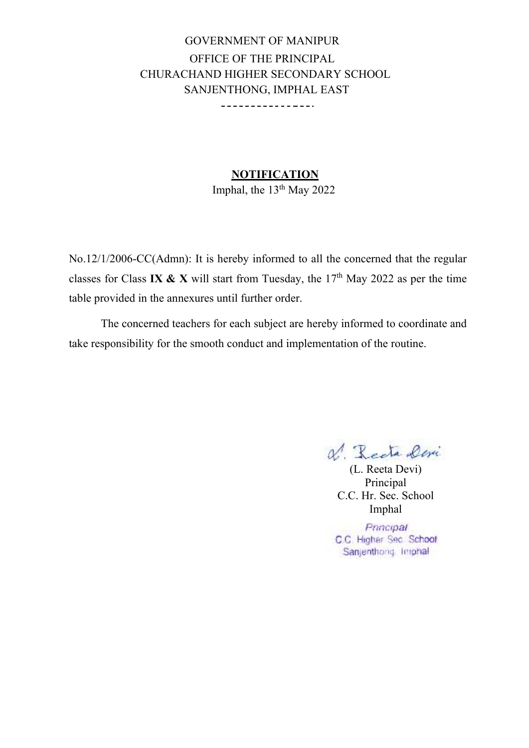GOVERNMENT OF MANIPUR
OFFICE OF THE PRINCIPAL
CHURACHAND HIGHER SECONDARY SCHOOL
SANJENTHONG, IMPHAL EAST

**NOTIFICATION**

Imphal, the 13th May 2022

No.12/1/2006-CC(Admn): It is hereby informed to all the concerned that the regular classes for Class **IX & X** will start from Tuesday, the 17th May 2022 as per the time table provided in the annexures until further order.

The concerned teachers for each subject are hereby informed to coordinate and take responsibility for the smooth conduct and implementation of the routine.

L. Reeta Devi
(L. Reeta Devi)
Principal
C.C. Hr. Sec. School
Imphal

Principal
C.C. Higher Sec. School
Sanjenthong, Imphal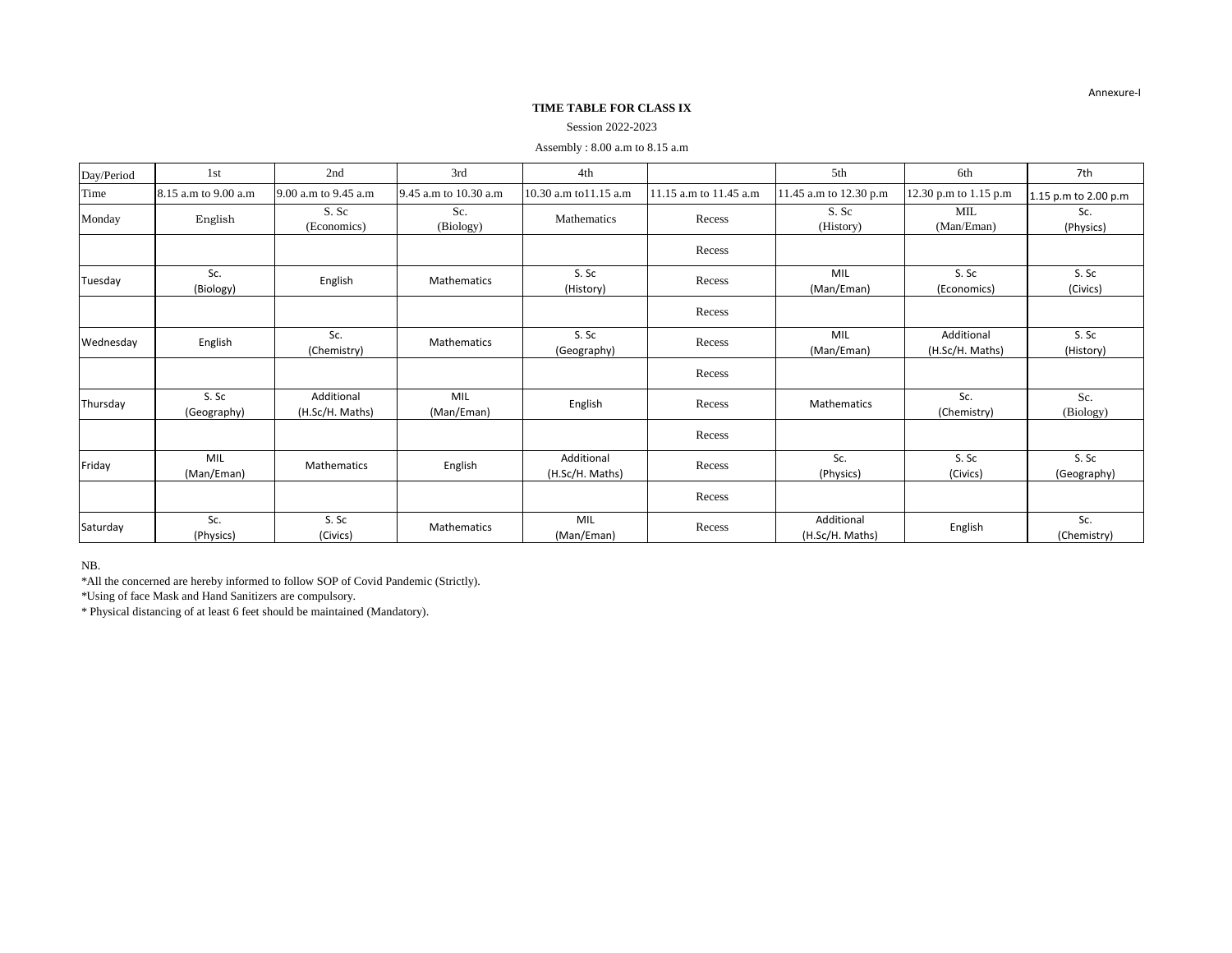Annexure-I

**TIME TABLE FOR CLASS IX**

Session 2022-2023

Assembly : 8.00 a.m to 8.15 a.m

| Day/Period | 1st | 2nd | 3rd | 4th | | 5th | 6th | 7th |
|---|---|---|---|---|---|---|---|---|
| Time | 8.15 a.m to 9.00 a.m | 9.00 a.m to 9.45 a.m | 9.45 a.m to 10.30 a.m | 10.30 a.m to11.15 a.m | 11.15 a.m to 11.45 a.m | 11.45 a.m to 12.30 p.m | 12.30 p.m to 1.15 p.m | 1.15 p.m to 2.00 p.m |
| Monday | English | S. Sc (Economics) | Sc. (Biology) | Mathematics | Recess | S. Sc (History) | MIL (Man/Eman) | Sc. (Physics) |
| | | | | | Recess | | | |
| Tuesday | Sc. (Biology) | English | Mathematics | S. Sc (History) | Recess | MIL (Man/Eman) | S. Sc (Economics) | S. Sc (Civics) |
| | | | | | Recess | | | |
| Wednesday | English | Sc. (Chemistry) | Mathematics | S. Sc (Geography) | Recess | MIL (Man/Eman) | Additional (H.Sc/H. Maths) | S. Sc (History) |
| | | | | | Recess | | | |
| Thursday | S. Sc (Geography) | Additional (H.Sc/H. Maths) | MIL (Man/Eman) | English | Recess | Mathematics | Sc. (Chemistry) | Sc. (Biology) |
| | | | | | Recess | | | |
| Friday | MIL (Man/Eman) | Mathematics | English | Additional (H.Sc/H. Maths) | Recess | Sc. (Physics) | S. Sc (Civics) | S. Sc (Geography) |
| | | | | | Recess | | | |
| Saturday | Sc. (Physics) | S. Sc (Civics) | Mathematics | MIL (Man/Eman) | Recess | Additional (H.Sc/H. Maths) | English | Sc. (Chemistry) |

NB.

*All the concerned are hereby informed to follow SOP of Covid Pandemic (Strictly).

*Using of face Mask and Hand Sanitizers are compulsory.

* Physical distancing of at least 6 feet should be maintained (Mandatory).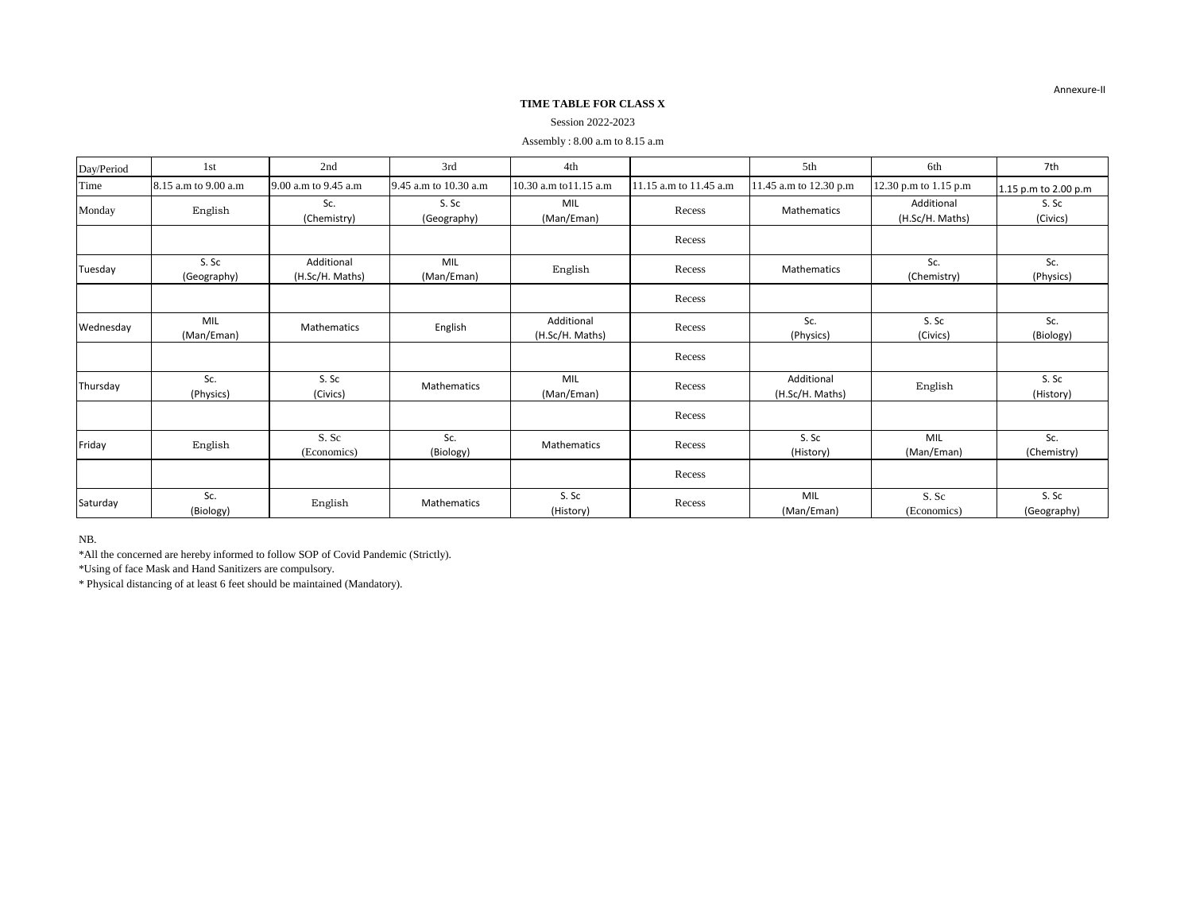Annexure-II

**TIME TABLE FOR CLASS X**

Session 2022-2023

Assembly : 8.00 a.m to 8.15 a.m

| Day/Period | 1st | 2nd | 3rd | 4th | | 5th | 6th | 7th |
|---|---|---|---|---|---|---|---|---|
| Time | 8.15 a.m to 9.00 a.m | 9.00 a.m to 9.45 a.m | 9.45 a.m to 10.30 a.m | 10.30 a.m to11.15 a.m | 11.15 a.m to 11.45 a.m | 11.45 a.m to 12.30 p.m | 12.30 p.m to 1.15 p.m | 1.15 p.m to 2.00 p.m |
| Monday | English | Sc. (Chemistry) | S. Sc (Geography) | MIL (Man/Eman) | Recess | Mathematics | Additional (H.Sc/H. Maths) | S. Sc (Civics) |
| | | | | | Recess | | | |
| Tuesday | S. Sc (Geography) | Additional (H.Sc/H. Maths) | MIL (Man/Eman) | English | Recess | Mathematics | Sc. (Chemistry) | Sc. (Physics) |
| | | | | | Recess | | | |
| Wednesday | MIL (Man/Eman) | Mathematics | English | Additional (H.Sc/H. Maths) | Recess | Sc. (Physics) | S. Sc (Civics) | Sc. (Biology) |
| | | | | | Recess | | | |
| Thursday | Sc. (Physics) | S. Sc (Civics) | Mathematics | MIL (Man/Eman) | Recess | Additional (H.Sc/H. Maths) | English | S. Sc (History) |
| | | | | | Recess | | | |
| Friday | English | S. Sc (Economics) | Sc. (Biology) | Mathematics | Recess | S. Sc (History) | MIL (Man/Eman) | Sc. (Chemistry) |
| | | | | | Recess | | | |
| Saturday | Sc. (Biology) | English | Mathematics | S. Sc (History) | Recess | MIL (Man/Eman) | S. Sc (Economics) | S. Sc (Geography) |

NB.

*All the concerned are hereby informed to follow SOP of Covid Pandemic (Strictly).

*Using of face Mask and Hand Sanitizers are compulsory.

* Physical distancing of at least 6 feet should be maintained (Mandatory).